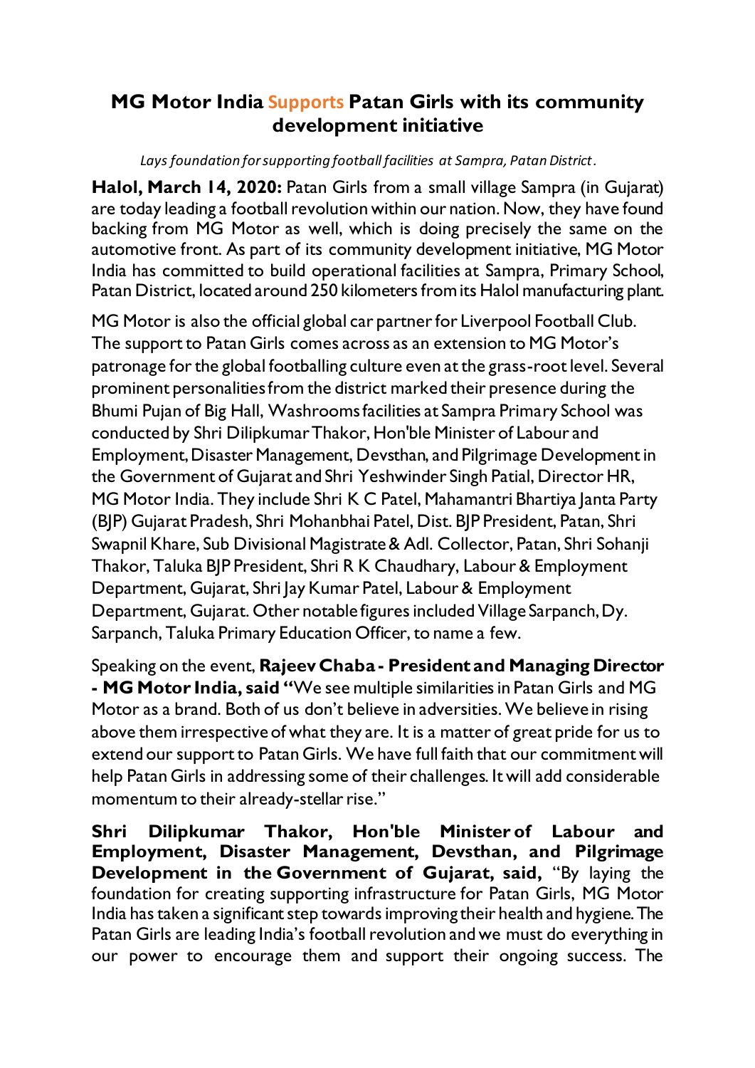# MG Motor India Supports Patan Girls with its community development initiative

*Lays foundation for supporting football facilities at Sampra, Patan District.*

**Halol, March 14, 2020:** Patan Girls from a small village Sampra (in Gujarat) are today leading a football revolution within our nation. Now, they have found backing from MG Motor as well, which is doing precisely the same on the automotive front. As part of its community development initiative, MG Motor India has committed to build operational facilities at Sampra, Primary School, Patan District, located around 250 kilometers from its Halol manufacturing plant.

MG Motor is also the official global car partner for Liverpool Football Club. The support to Patan Girls comes across as an extension to MG Motor's patronage for the global footballing culture even at the grass-root level. Several prominent personalities from the district marked their presence during the Bhumi Pujan of Big Hall, Washrooms facilities at Sampra Primary School was conducted by Shri Dilipkumar Thakor, Hon'ble Minister of Labour and Employment, Disaster Management, Devsthan, and Pilgrimage Development in the Government of Gujarat and Shri Yeshwinder Singh Patial, Director HR, MG Motor India. They include Shri K C Patel, Mahamantri Bhartiya Janta Party (BJP) Gujarat Pradesh, Shri Mohanbhai Patel, Dist. BJP President, Patan, Shri Swapnil Khare, Sub Divisional Magistrate & Adl. Collector, Patan, Shri Sohanji Thakor, Taluka BJP President, Shri R K Chaudhary, Labour & Employment Department, Gujarat, Shri Jay Kumar Patel, Labour & Employment Department, Gujarat. Other notable figures included Village Sarpanch, Dy. Sarpanch, Taluka Primary Education Officer, to name a few.

Speaking on the event, **Rajeev Chaba - President and Managing Director - MG Motor India, said** "We see multiple similarities in Patan Girls and MG Motor as a brand. Both of us don't believe in adversities. We believe in rising above them irrespective of what they are. It is a matter of great pride for us to extend our support to Patan Girls. We have full faith that our commitment will help Patan Girls in addressing some of their challenges. It will add considerable momentum to their already-stellar rise."

**Shri Dilipkumar Thakor, Hon'ble Minister of Labour and Employment, Disaster Management, Devsthan, and Pilgrimage Development in the Government of Gujarat, said,** "By laying the foundation for creating supporting infrastructure for Patan Girls, MG Motor India has taken a significant step towards improving their health and hygiene. The Patan Girls are leading India's football revolution and we must do everything in our power to encourage them and support their ongoing success. The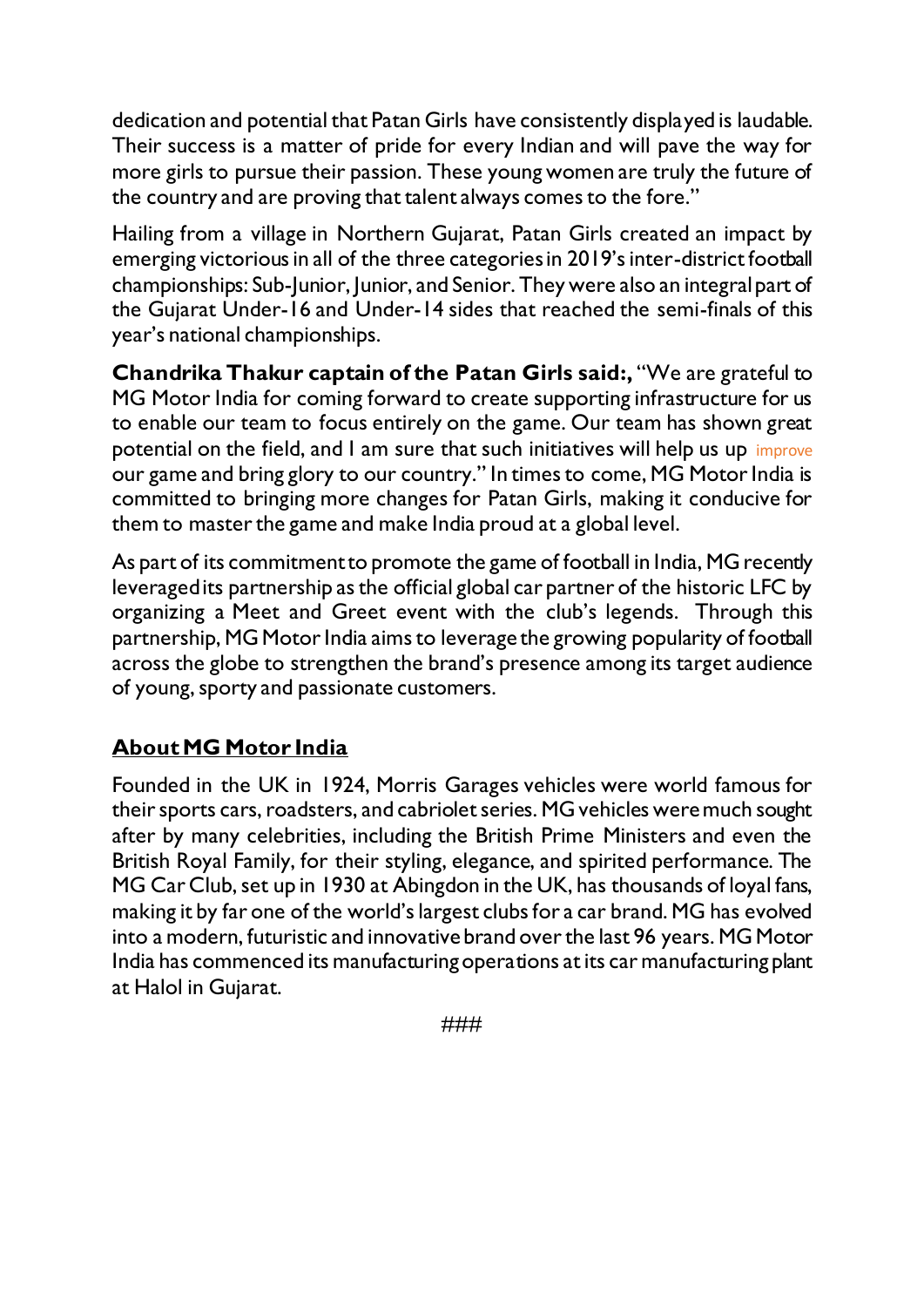dedication and potential that Patan Girls have consistently displayed is laudable. Their success is a matter of pride for every Indian and will pave the way for more girls to pursue their passion. These young women are truly the future of the country and are proving that talent always comes to the fore."

Hailing from a village in Northern Gujarat, Patan Girls created an impact by emerging victorious in all of the three categories in 2019's inter-district football championships: Sub-Junior, Junior, and Senior. They were also an integral part of the Gujarat Under-16 and Under-14 sides that reached the semi-finals of this year's national championships.

**Chandrika Thakur captain of the Patan Girls said:,** "We are grateful to MG Motor India for coming forward to create supporting infrastructure for us to enable our team to focus entirely on the game. Our team has shown great potential on the field, and I am sure that such initiatives will help us up improve our game and bring glory to our country." In times to come, MG Motor India is committed to bringing more changes for Patan Girls, making it conducive for them to master the game and make India proud at a global level.

As part of its commitment to promote the game of football in India, MG recently leveraged its partnership as the official global car partner of the historic LFC by organizing a Meet and Greet event with the club's legends. Through this partnership, MG Motor India aims to leverage the growing popularity of football across the globe to strengthen the brand's presence among its target audience of young, sporty and passionate customers.

## About MG Motor India

Founded in the UK in 1924, Morris Garages vehicles were world famous for their sports cars, roadsters, and cabriolet series. MG vehicles were much sought after by many celebrities, including the British Prime Ministers and even the British Royal Family, for their styling, elegance, and spirited performance. The MG Car Club, set up in 1930 at Abingdon in the UK, has thousands of loyal fans, making it by far one of the world's largest clubs for a car brand. MG has evolved into a modern, futuristic and innovative brand over the last 96 years. MG Motor India has commenced its manufacturing operations at its car manufacturing plant at Halol in Gujarat.

###